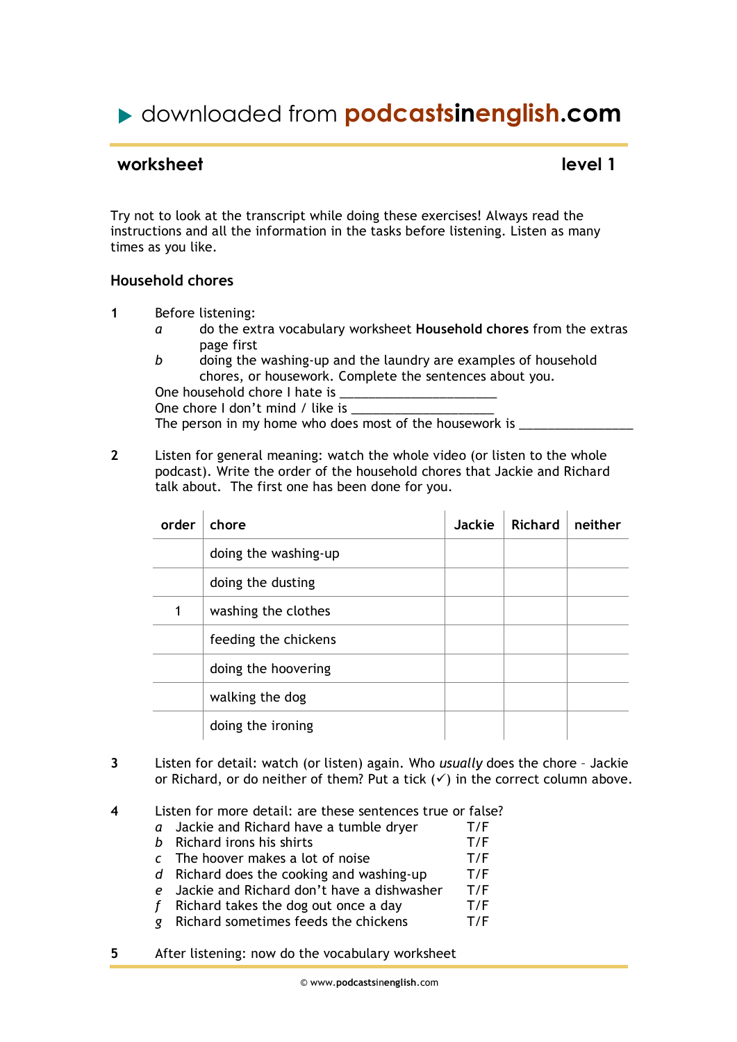# ▶ downloaded from podcastsinenglish.com

## worksheet — level 1

Try not to look at the transcript while doing these exercises! Always read the instructions and all the information in the tasks before listening. Listen as many times as you like.

### Household chores

**1** Before listening:

*a* do the extra vocabulary worksheet **Household chores** from the extras page first

*b* doing the washing-up and the laundry are examples of household chores, or housework. Complete the sentences about you.

One household chore I hate is ______________________

One chore I don't mind / like is ____________________

The person in my home who does most of the housework is ________________

**2** Listen for general meaning: watch the whole video (or listen to the whole podcast). Write the order of the household chores that Jackie and Richard talk about. The first one has been done for you.

| order | chore | Jackie | Richard | neither |
|---|---|---|---|---|
| | doing the washing-up | | | |
| | doing the dusting | | | |
| 1 | washing the clothes | | | |
| | feeding the chickens | | | |
| | doing the hoovering | | | |
| | walking the dog | | | |
| | doing the ironing | | | |

**3** Listen for detail: watch (or listen) again. Who *usually* does the chore - Jackie or Richard, or do neither of them? Put a tick (✓) in the correct column above.

**4** Listen for more detail: are these sentences true or false?

*a* Jackie and Richard have a tumble dryer T/F

*b* Richard irons his shirts T/F

*c* The hoover makes a lot of noise T/F

*d* Richard does the cooking and washing-up T/F

*e* Jackie and Richard don't have a dishwasher T/F

*f* Richard takes the dog out once a day T/F

*g* Richard sometimes feeds the chickens T/F

**5** After listening: now do the vocabulary worksheet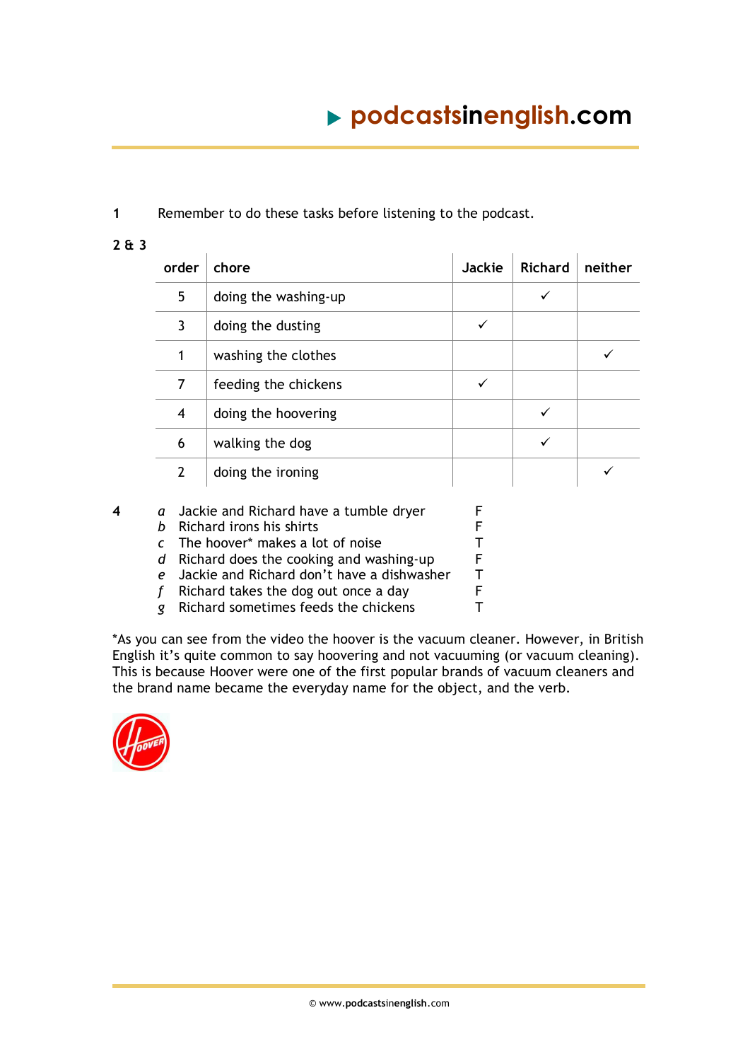**1** Remember to do these tasks before listening to the podcast.

**2 & 3**

| order | chore | Jackie | Richard | neither |
|---|---|---|---|---|
| 5 | doing the washing-up | | ✓ | |
| 3 | doing the dusting | ✓ | | |
| 1 | washing the clothes | | | ✓ |
| 7 | feeding the chickens | ✓ | | |
| 4 | doing the hoovering | | ✓ | |
| 6 | walking the dog | | ✓ | |
| 2 | doing the ironing | | | ✓ |

**4**

*a* Jackie and Richard have a tumble dryer F
*b* Richard irons his shirts F
*c* The hoover* makes a lot of noise T
*d* Richard does the cooking and washing-up F
*e* Jackie and Richard don't have a dishwasher T
*f* Richard takes the dog out once a day F
*g* Richard sometimes feeds the chickens T

*As you can see from the video the hoover is the vacuum cleaner. However, in British English it's quite common to say hoovering and not vacuuming (or vacuum cleaning). This is because Hoover were one of the first popular brands of vacuum cleaners and the brand name became the everyday name for the object, and the verb.